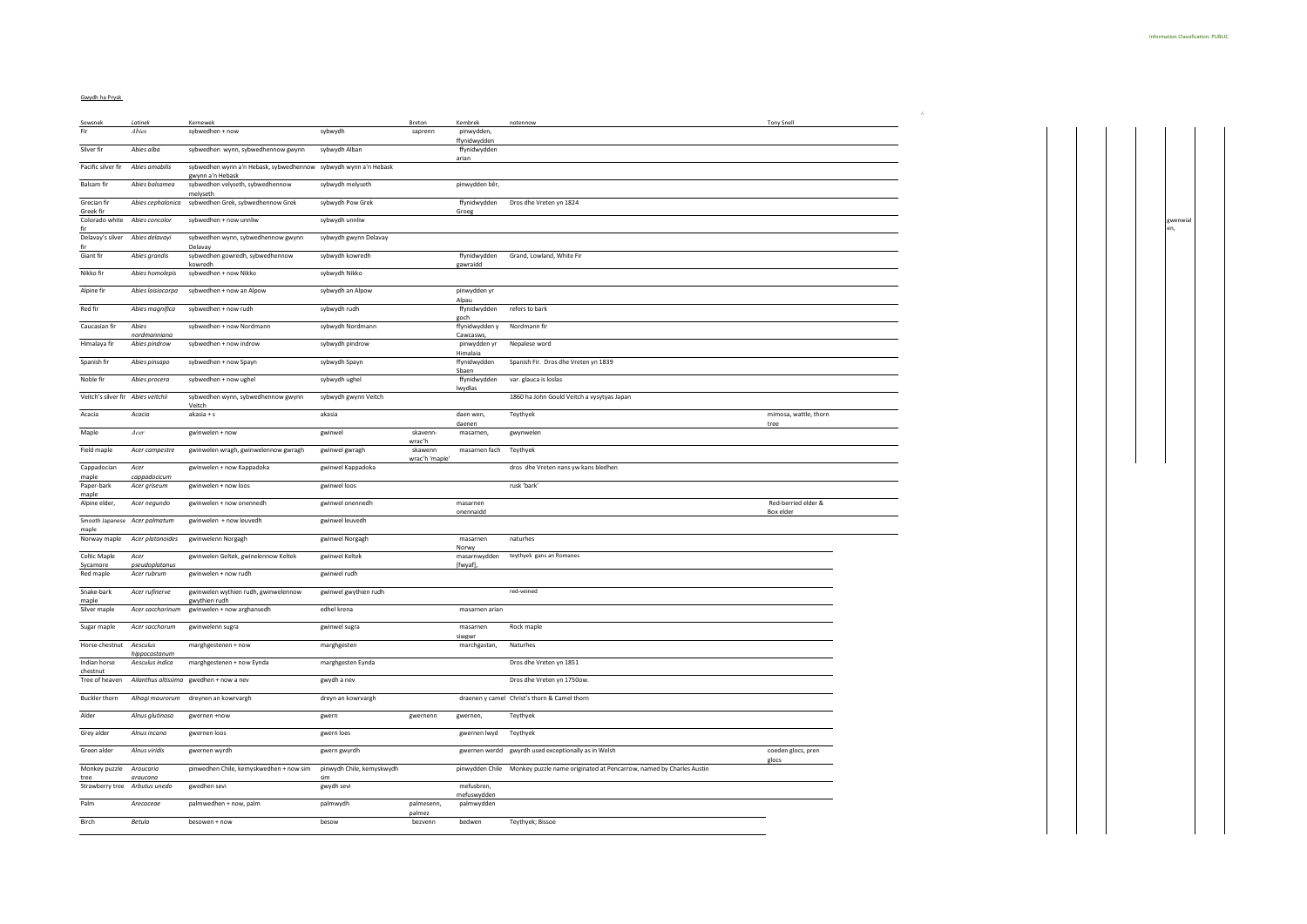Gwydh ha Prysk

| Sowsnek | Latinek | Kernewek | | Breton | Kembrek | notennow | Tony Snell |
|---|---|---|---|---|---|---|---|
| Fir | *Abies* | sybwedhen + now | sybwydh | saprenn | pinwydden, ffynidwydden | | |
| Silver fir | *Abies alba* | sybwedhen wynn, sybwedhennow gwynn | sybwydh Alban | | ffynidwydden arian | | |
| Pacific silver fir | *Abies amabilis* | sybwedhen wynn a'n Hebask, sybwedhennow gwynn a'n Hebask | sybwydh wynn a'n Hebask | | | | |
| Balsam fir | *Abies balsamea* | sybwedhen velyseth, sybwedhennow melyseth | sybwydh melyseth | | pinwydden bêr, | | |
| Grecian fir Greek fir | *Abies cephalonica* | sybwedhen Grek, sybwedhennow Grek | sybwydh Pow Grek | | ffynidwydden Groeg | Dros dhe Vreten yn 1824 | |
| Colorado white fir | *Abies concolor* | sybwedhen + now unnliw | sybwydh unnliw | | | | |
| Delavay's silver fir | *Abies delavayi* | sybwedhen wynn, sybwedhennow gwynn Delavay | sybwydh gwynn Delavay | | | | |
| Giant fir | *Abies grandis* | sybwedhen gowredh, sybwedhennow kowredh | sybwydh kowredh | | ffynidwydden gawraidd | Grand, Lowland, White Fir | |
| Nikko fir | *Abies homolepis* | sybwedhen + now Nikko | sybwydh Nikko | | | | |
| Alpine fir | *Abies laisiocarpa* | sybwedhen + now an Alpow | sybwydh an Alpow | | pinwydden yr Alpau | | |
| Red fir | *Abies magnifica* | sybwedhen + now rudh | sybwydh rudh | | ffynidwydden goch | refers to bark | |
| Caucasian fir | *Abies nordmanniana* | sybwedhen + now Nordmann | sybwydh Nordmann | | ffynidwydden y Cawcasws, | Nordmann fir | |
| Himalaya fir | *Abies pindrow* | sybwedhen + now indrow | sybwydh pindrow | | pinwydden yr Himalaia | Nepalese word | |
| Spanish fir | *Abies pinsapo* | sybwedhen + now Spayn | sybwydh Spayn | | ffynidwydden Sbaen | Spanish Fir. Dros dhe Vreten yn 1839 | |
| Noble fir | *Abies procera* | sybwedhen + now ughel | sybwydh ughel | | ffynidwydden lwydlas | var. glauca is loslas | |
| Veitch's silver fir | *Abies veitchii* | sybwedhen wynn, sybwedhennow gwynn Veitch | sybwydh gwynn Veitch | | | 1860 ha John Gould Veitch a vysytyas Japan | |
| Acacia | *Acacia* | akasia + s | akasia | | daen wen, daenen | Teythyek | mimosa, wattle, thorn tree |
| Maple | *Acer* | gwinwelen + now | gwinwel | skavenn-wrac'h | masarnen, | gwynwelen | |
| Field maple | *Acer campestre* | gwinwelen wragh, gwinwelennow gwragh | gwinwel gwragh | skavenn wrac'h 'maple' | masarnen fach | Teythyek | |
| Cappadocian maple | *Acer cappadocicum* | gwinwelen + now Kappadoka | gwinwel Kappadoka | | | dros dhe Vreten nans yw kans bledhen | |
| Paper-bark maple | *Acer griseum* | gwinwelen + now loos | gwinwel loos | | | rusk 'bark' | |
| Alpine elder, | *Acer negundo* | gwinwelen + now onennedh | gwinwel onennedh | | masarnen onennaidd | | Red-berried elder & Box elder |
| Smooth Japanese maple | *Acer palmatum* | gwinwelen + now leuvedh | gwinwel leuvedh | | | | |
| Norway maple | *Acer platanoides* | gwinwelenn Norgagh | gwinwel Norgagh | | masarnen Norwy | naturhes | |
| Celtic Maple Sycamore | *Acer pseudoplatanus* | gwinwelen Keltek, gwinelennow Keltek | gwinwel Keltek | | masarnwydden (fwyaf), | teythyek gans an Romanes | |
| Red maple | *Acer rubrum* | gwinwelen + now rudh | gwinwel rudh | | | | |
| Snake-bark maple | *Acer rufinerve* | gwinwelen wythien rudh, gwinwelennow gwythien rudh | gwinwel gwythien rudh | | | red-veined | |
| Silver maple | *Acer saccharinum* | gwinwelen + now arghansedh | edhel krena | | masarnen arian | | |
| Sugar maple | *Acer saccharum* | gwinwelenn sugra | gwinwel sugra | | masarnen siwgwr | Rock maple | |
| Horse-chestnut | *Aesculus hippocastanum* | marghgestenen + now | marghgesten | | marchgastan, | Naturhes | |
| Indian horse chestnut | *Aesculus indica* | marghgestenen + now Eynda | marghgesten Eynda | | | Dros dhe Vreten yn 1851 | |
| Tree of heaven | *Ailanthus altissima* | gwedhen + now a nev | gwydh a nev | | | Dros dhe Vreten yn 1750ow. | |
| Buckler thorn | *Alhagi maurorum* | dreynen an kowrvargh | dreyn an kowrvargh | | draenen y camel | Christ's thorn & Camel thorn | |
| Alder | *Alnus glutinosa* | gwernen +now | gwern | gwernenn | gwernen, | Teythyek | |
| Grey alder | *Alnus incana* | gwernen loos | gwern loes | | gwernen lwyd | Teythyek | |
| Green alder | *Alnus viridis* | gwernen wyrdh | gwern gwyrdh | | gwernen werdd | gwyrdh used exceptionally as in Welsh | coeden glocs, pren glocs |
| Monkey puzzle tree | *Araucaria araucana* | pinwedhen Chile, kemyskwedhen + now sim | pinwydh Chile, kemyskwydh sim | | pinwydden Chile | Monkey puzzle name originated at Pencarrow, named by Charles Austin | |
| Strawberry tree | *Arbutus unedo* | gwedhen sevi | gwydh sevi | | mefusbren, mefuswydden | | |
| Palm | *Arecaceae* | palmwedhen + now, palm | palmwydh | palmesenn, palmez | palmwydden | | |
| Birch | *Betula* | besowen + now | besow | bezvenn | bedwen | Teythyek; Bissoe | |

gwenwialen,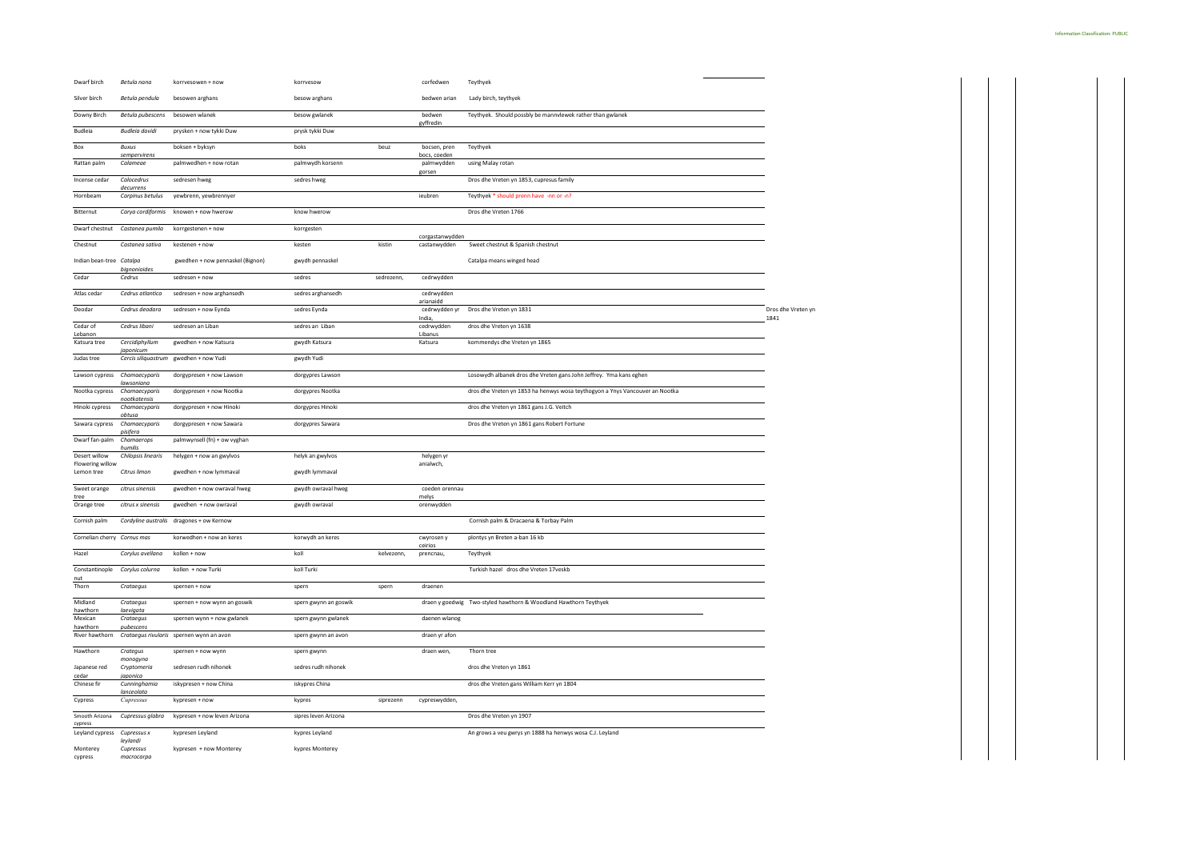| | | | | | | | |
|---|---|---|---|---|---|---|---|
| Dwarf birch | *Betula nana* | korrvesowen + now | korrvesow | | corfedwen | Teythyek | |
| Silver birch | *Betula pendula* | besowen arghans | besow arghans | | bedwen arian | Lady birch, teythyek | |
| Downy Birch | *Betula pubescens* | besowen wlanek | besow gwlanek | | bedwen gyffredin | Teythyek. Should possbly be mannvlewek rather than gwlanek | |
| Budleia | *Budleia davidi* | prysken + now tykki Duw | prysk tykki Duw | | | | |
| Box | *Buxus sempervirens* | boksen + byksyn | boks | beuz | bocsen, pren bocs, coeden | Teythyek | |
| Rattan palm | *Calameae* | palmwedhen + now rotan | palmwydh korsenn | | palmwydden gorsen | using Malay rotan | |
| Incense cedar | *Calocedrus decurrens* | sedresen hweg | sedres hweg | | | Dros dhe Vreten yn 1853, cupresus family | |
| Hornbeam | *Carpinus betulus* | yewbrenn, yewbrennyer | | | ieubren | Teythyek * should prenn have -en or -n? | |
| Bitternut | *Carya cordiformis* | knowen + now hwerow | know hwerow | | | Dros dhe Vreten 1766 | |
| Dwarf chestnut | *Castanea pumila* | korrgestenen + now | korrgesten | | corgastanwydden | | |
| Chestnut | *Castanea sativa* | kestenen + now | kesten | kistin | castanwydden | Sweet chestnut & Spanish chestnut | |
| Indian bean-tree | *Catalpa bignoniaides* | gwedhen + now pennaskel (Bignon) | gwydh pennaskel | | | Catalpa means winged head | |
| Cedar | *Cedrus* | sedresen + now | sedres | sedrezenn, | cedrwydden | | |
| Atlas cedar | *Cedrus atlantica* | sedresen + now arghansedh | sedres arghansedh | | cedrwydden arianaidd | | |
| Deodar | *Cedrus deodara* | sedresen + now Eynda | sedres Eynda | | cedrwydden yr India, | Dros dhe Vreten yn 1831 | Dros dhe Vreten yn 1841 |
| Cedar of Lebanon | *Cedrus libani* | sedresen an Liban | sedres an Liban | | cedrwydden Libanus | dros dhe Vreten yn 1638 | |
| Katsura tree | *Cercidiphyllum japonicum* | gwedhen + now Katsura | gwydh Katsura | | Katsura | kommendys dhe Vreten yn 1865 | |
| Judas tree | *Cercis siliquastrum* | gwedhen + now Yudi | gwydh Yudi | | | | |
| Lawson cypress | *Chamaecyparis lawsoniana* | dorgypresen + now Lawson | dorgypres Lawson | | | Losowydh albanek dros dhe Vreten gans John Jeffrey. Yma kans eghen | |
| Nootka cypress | *Chamaecyparis nootkatensis* | dorgypresen + now Nootka | dorgypres Nootka | | | dros dhe Vreten yn 1853 ha henwys wosa teythogyon a Ynys Vancouver an Nootka | |
| Hinoki cypress | *Chamaecyparis obtusa* | dorgypresen + now Hinoki | dorgypres Hinoki | | | dros dhe Vreten yn 1861 gans J.G. Veitch | |
| Sawara cypress | *Chamaecyparis pisifera* | dorgypresen + now Sawara | dorgypres Sawara | | | Dros dhe Vreten yn 1861 gans Robert Fortune | |
| Dwarf fan-palm | *Chamaerops humilis* | palmwynsell (fn) + ow vyghan | | | | | |
| Desert willow Flowering willow | *Chilopsis linearis* | helygen + now an gwylvos | helyk an gwylvos | | helygen yr anialwch, | | |
| Lemon tree | *Citrus limon* | gwedhen + now lymmaval | gwydh lymmaval | | | | |
| Sweet orange tree | *citrus sinensis* | gwedhen + now owraval hweg | gwydh owraval hweg | | coeden orennau melys | | |
| Orange tree | *citrus x sinensis* | gwedhen + now owraval | gwydh owraval | | orenwydden | | |
| Cornish palm | *Cordyline australis* | dragones + ow Kernow | | | | Cornish palm & Dracaena & Torbay Palm | |
| Cornelian cherry | *Cornus mas* | korwedhen + now an keres | korwydh an keres | | cwyrosen y ceirios | plontys yn Breten a-ban 16 kb | |
| Hazel | *Corylus avellana* | kollen + now | koll | kelvezenn, | prencnau, | Teythyek | |
| Constantinople nut | *Corylus colurna* | kollen + now Turki | koll Turki | | | Turkish hazel dros dhe Vreten 17veskb | |
| Thorn | *Crataegus* | spernen + now | spern | spern | draenen | | |
| Midland hawthorn | *Crataegus laevigata* | spernen + now wynn an goswik | spern gwynn an goswik | | draen y goedwig | Two-styled hawthorn & Woodland Hawthorn Teythyek | |
| Mexican hawthorn | *Crataegus pubescens* | spernen wynn + now gwlanek | spern gwynn gwlanek | | daenen wlanog | | |
| River hawthorn | *Crataegus rivularis* | spernen wynn an avon | spern gwynn an avon | | draen yr afon | | |
| Hawthorn | *Crategus monogyna* | spernen + now wynn | spern gwynn | | draen wen, | Thorn tree | |
| Japanese red cedar | *Cryptomeria japonica* | sedresen rudh nihonek | sedres rudh nihonek | | | dros dhe Vreten yn 1861 | |
| Chinese fir | *Cunninghamia lanceolata* | iskypresen + now China | iskypres China | | | dros dhe Vreten gans William Kerr yn 1804 | |
| Cypress | *Cupressus* | kypresen + now | kypres | siprezenn | cypreswydden, | | |
| Smooth Arizona cypress | *Cupressus glabra* | kypresen + now leven Arizona | sipres leven Arizona | | | Dros dhe Vreten yn 1907 | |
| Leyland cypress | *Cupressus x leylandi* | kypresen Leyland | kypres Leyland | | | An grows a veu gwrys yn 1888 ha henwys wosa C.J. Leyland | |
| Monterey cypress | *Cupressus macrocarpa* | kypresen + now Monterey | kypres Monterey | | | | |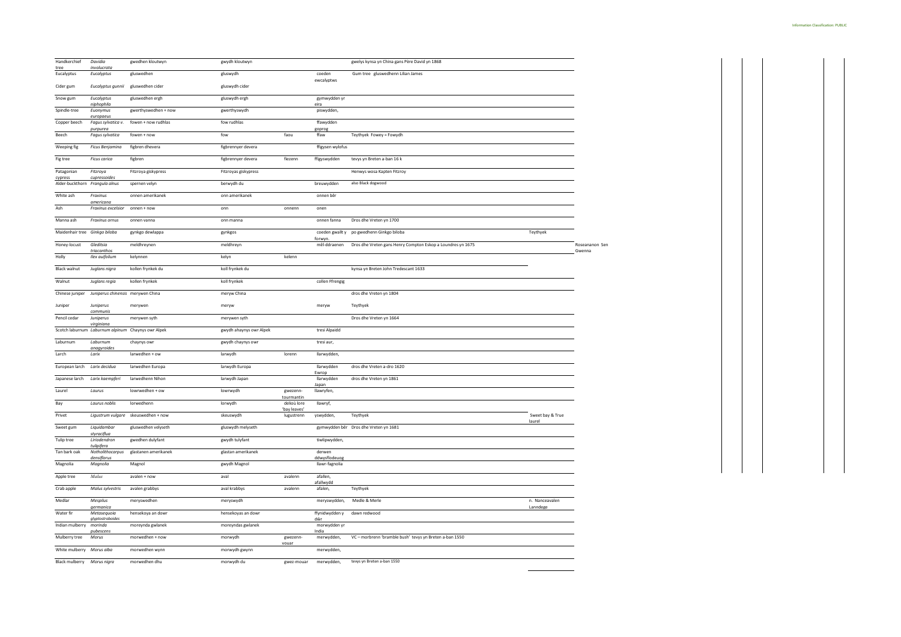| | | | | | | | | |
|---|---|---|---|---|---|---|---|---|
| Handkerchief tree | *Davidia involucrata* | gwedhen kloutwyn | gwydh kloutwyn | | | gwelys kynsa yn China gans Père David yn 1868 | | |
| Eucalyptus | *Eucalyptus* | gluswedhen | gluswydh | | coeden ewcalyptws | Gum tree gluswedhenn Lilian James | | |
| Cider gum | *Eucalyptus gunnii* | gluswedhen cider | gluswydh cider | | | | | |
| Snow gum | *Eucalyptus niphophila* | gluswedhen ergh | gluswydh ergh | | gymwydden yr eira | | | |
| Spindle-tree | *Euonymus europaeus* | gwerthyswedhen + now | gwerthyswydh | | piswydden, | | | |
| Copper beech | *Fagus sylvatica v. purpurea* | fowen + now rudhlas | fow rudhlas | | ffawydden goprog | | | |
| Beech | *Fagus sylvatica* | fowen + now | fow | faou | ffaw | Teythyek Fowey = Fowydh | | |
| Weeping fig | *Ficus Benjamina* | figbren dhevera | figbrennyer devera | | ffigysen wylofus | | | |
| Fig tree | *Ficus carica* | figbren | figbrennyer devera | fiezenn | ffigyswydden | tevys yn Breten a-ban 16 k | | |
| Patagonian cypress | *Fitzroya cupressoides* | Fitzroya giskypress | Fitzroyas giskypress | | | Henwys wosa Kapten Fitzroy | | |
| Alder-buckthorn | *Frangula alnus* | spernen velyn | berwydh du | | breuwydden | also Black dogwood | | |
| White ash | *Fraxinus americana* | onnen amerikanek | onn amerikanek | | onnen bêr | | | |
| Ash | *Fraxinus excelsior* | onnen + now | onn | onnenn | onen | | | |
| Manna ash | *Fraxinus ornus* | onnen vanna | onn manna | | onnen fanna | Dros dhe Vreten yn 1700 | | |
| Maidenhair tree | *Ginkgo biloba* | gynkgo dewlappa | gynkgos | | coeden gwallt y forwyn. | po gwedhenn Ginkgo biloba | Teythyek | |
| Honey-locust | *Gleditsia triacanthos* | meldhreynen | meldhreyn | | mêl-ddraenen | Dros dhe Vreten gans Henry Compton Eskop a Loundres yn 1675 | | Roseanon Sen Gwenna |
| Holly | *Ilex aquifolium* | kelynnen | kelyn | kelenn | | | | |
| Black walnut | *Juglans nigra* | kollen frynkek du | koll frynkek du | | | kynsa yn Breten John Tredescant 1633 | | |
| Walnut | *Juglans regia* | kollen frynkek | koll frynkek | | collen Ffrengig | | | |
| Chinese juniper | *Juniperus chinensis* | merywen China | meryw China | | | dros dhe Vreten yn 1804 | | |
| Juniper | *Juniperus communis* | merywen | meryw | | meryw | Teythyek | | |
| Pencil cedar | *Juniperus virginiana* | merywen syth | merywen syth | | | Dros dhe Vreten yn 1664 | | |
| Scotch laburnum | *Laburnum alpinum* | Chaynys owr Alpek | gwydh ahaynys owr Alpek | | tresi Alpaidd | | | |
| Laburnum | *Laburnum anagyroides* | chaynys owr | gwydh chaynys owr | | tresi aur, | | | |
| Larch | *Larix* | larwedhen + ow | larwydh | lorenn | llarwydden, | | | |
| European larch | *Larix decidua* | larwedhen Europa | larwydh Europa | | llarwydden Ewrop | dros dhe Vreten a-dro 1620 | | |
| Japanese larch | *Larix kaempferi* | larwedhenn Nihon | larwydh Japan | | llarwydden Japan | dros dhe Vreten yn 1861 | | |
| Laurel | *Laurus* | lowrwedhen + ow | lowrwydh | gwezenn-tourmantin | llawryfen, | | | |
| Bay | *Laurus noblis* | lorwedhenn | lorwydh | delioù lore 'bay leaves' | llawryf, | | | |
| Privet | *Ligustrum vulgare* | skeuswedhen + now | skeuswydh | lugustrenn | yswydden, | Teythyek | Sweet bay & True laurel | |
| Sweet gum | *Liquidambar styraciflua* | gluswedhen velyseth | gluswydh melyseth | | gymwydden bêr | Dros dhe Vreten yn 1681 | | |
| Tulip tree | *Liriodendron tulipifera* | gwedhen dulyfant | gwydh tulyfant | | tiwlipwydden, | | | |
| Tan bark oak | *Notholithocarpus densiflorus* | glastanen amerikanek | glastan amerikanek | | derwen ddwysflodeuog | | | |
| Magnolia | *Magnolia* | Magnol | gwydh Magnol | | llawr-fagnolia | | | |
| Apple tree | *Malus* | avalen + now | aval | avalenn | afallen, afallwydd | | | |
| Crab apple | *Malus sylvestris* | avalen grabbys | aval krabbys | avalenn | afalen, | Teythyek | | |
| Medlar | *Mespilus germanica* | meryswedhen | meryswydh | | meryswydden, | Medle & Merle | n. Nanceavalen Lanndege | |
| Water fir | *Metasequoia glyptostroboides* | hensekoya an dowr | hensekoyas an dowr | | ffynidwydden y dŵr | dawn redwood | | |
| Indian mulberry | *morinda pubescens* | moreynda gwlanek | moreyndas gwlanek | | morwydden yr India | | | |
| Mulberry tree | *Morus* | morwedhen + now | morwydh | gwezenn-vouar | merwydden, | VC – morbrenn 'bramble bush' tevys yn Breten a-ban 1550 | | |
| White mulberry | *Morus alba* | morwedhen wynn | morwydh gwynn | | merwydden, | | | |
| Black mulberry | *Morus nigra* | morwedhen dhu | morwydh du | gwez-mouar | merwydden, | tevys yn Breten a-ban 1550 | | |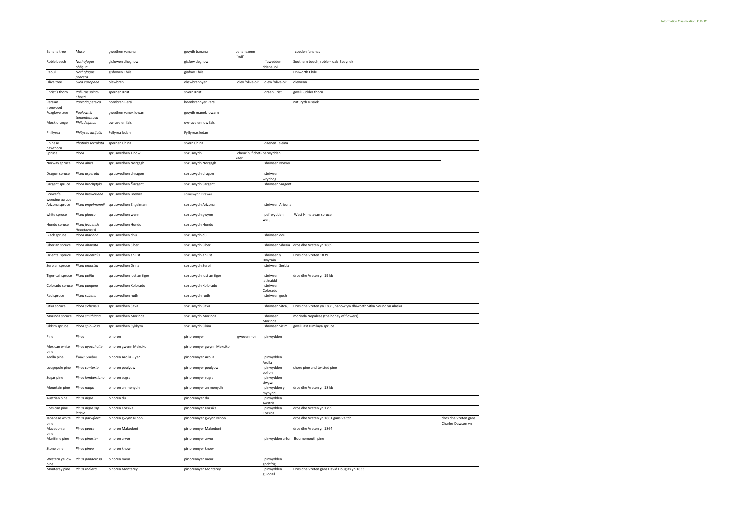| Banana tree | *Musa* | gwedhen vanana | gwydh banana | bananezenn 'fruit' | | coeden fananas | |
|---|---|---|---|---|---|---|---|
| Roble beech | *Nothofagus obliqua* | gisfowen dheghow | gisfow deghow | | ffawydden ddeheuol | Southern beech; roble = oak Spaynek | |
| Raoul | *Nothofagus procera* | gisfowen Chile | gisfow Chile | | | Dhiworth Chile | |
| Olive tree | *Olea europaea* | olewbren | olewbrennyer | olev 'olive-oil' | olew 'olive-oil' | olewenn | |
| Christ's thorn | *Paliurus spina-Christi* | spernen Krist | spern Krist | | draen Crist | gwel Buckler thorn | |
| Persian ironwood | *Parrotia persica* | hornbren Persi | hornbrennyer Persi | | | naturyth russiek | |
| Foxglove tree | *Paulownia tomententosa* | gwedhen vanek lowarn | gwydh manek lowarn | | | | |
| Mock orange | *Philadelphus* | owravalen fals | owravalennow fals | | | | |
| Phillyrea | *Phillyrea latifolia* | Fyllyrea ledan | Fyllyreas ledan | | | | |
| Chinese hawthorn | *Photinia serrulata* | spernen China | spern China | | daenen Tsieina | | |
| Spruce | *Picea* | spruswedhen + now | spruswydh | cheuc'h, fichet-kaer | perwydden | | |
| Norway spruce | *Picea abies* | spruswedhen Norgagh | spruswydh Norgagh | | sbriwsen Norwy | | |
| Dragon spruce | *Picea asperata* | spruswedhen dhragon | spruswydh dragon | | sbriwsen wrychog | | |
| Sargent spruce | *Picea brachytyla* | spruswedhen Sargent | spruswydh Sargent | | sbriwsen Sargent | | |
| Brewer's weeping spruce | *Picea breweriana* | spruswedhen Brewer | spruswydh Brewer | | | | |
| Arizona spruce | *Picea engelmannii* | spruswedhen Engelmann | spruswydh Arizona | | sbriwsen Arizona | | |
| white spruce | *Picea glauca* | spruswedhen wynn | spruswydh gwynn | | pefrwydden wen, | West Himalayan spruce | |
| Hondo spruce | *Picea jezoensis (hondoensis)* | spruswedhen Hondo | spruswydh Hondo | | | | |
| Black spruce | *Picea mariana* | spruswedhen dhu | spruswydh du | | sbriwsen ddu | | |
| Siberian spruce | *Picea obovata* | spruswedhen Siberi | spruswydh Siberi | | sbriwsen Siberia | dros dhe Vreten yn 1889 | |
| Oriental spruce | *Picea orientalis* | spruswedhen an Est | spruswydh an Est | | sbriwsen y Dwyrain | Dros dhe Vreten 1839 | |
| Serbian spruce | *Picea omorika* | spruswedhen Drina | spruswydh Serbi | | sbriwsen Serbia | | |
| Tiger-tail spruce | *Picea polita* | spruswedhen lost an tiger | spruswydh lost an tiger | | sbriwsen lathraidd | dros dhe Vreten yn 19 kb | |
| Colorado spruce | *Picea pungens* | spruswedhen Kolorado | spruswydh Kolorado | | sbriwsen Colorado | | |
| Red spruce | *Picea rubens* | spruswedhen rudh | spruswydh rudh | | sbriwsen goch | | |
| Sitka spruce | *Picea sichensis* | spruswedhen Sitka | spruswydh Sitka | | sbriwsen Sitca, | Dros dhe Vreten yn 1831, hanow yw dhiworth Sitka Sound yn Alaska | |
| Morinda spruce | *Picea smithiana* | spruswedhen Morinda | spruswydh Morinda | | sbriwsen Morinda | morinda Nepalese (the honey of flowers) | |
| Sikkim spruce | *Picea spinulosa* | spruswedhen Sykkym | spruswydh Sikim | | sbriwsen Sicim | gwel East Himilaya spruce | |
| Pine | *Pinus* | pinbren | pinbrennyer | gwezenn-bin | pinwydden | | |
| Mexican white pine | *Pinus ayacahuite* | pinbren gwynn Meksiko | pinbrennyer gwynn Meksiko | | | | |
| Arolla pine | *Pinus cembra* | pinbren Arolla + yer | pinbrennyer Arolla | | pinwydden Arolla | | |
| Lodgepole pine | *Pinus contorta* | pinbren peulyow | pinbrennyer peulyow | | pinwydden bolion | shore pine and twisted pine | |
| Sugar pine | *Pinus lambertiana* | pinbren sugra | pinbrennyer sugra | | pinwydden siwgwr | | |
| Mountain pine | *Pinus mugo* | pinbren an menydh | pinbrennyer an menydh | | pinwydden y mynydd | dros dhe Vreten yn 18 kb | |
| Austrian pine | *Pinus nigra* | pinbren du | pinbrennyer du | | pinwydden Awstria | | |
| Corsican pine | *Pinus nigra ssp laricio* | pinbren Korsika | pinbrennyer Korsika | | pinwydden Corsica | dros dhe Vreten yn 1799 | |
| Japanese white pine | *Pinus parviflora* | pinbren gwynn Nihon | pinbrennyer gwynn Nihon | | | dros dhe Vreten yn 1861 gans Veitch | dros dhe Vreten gans Charles Dawson yn |
| Macedonian pine | *Pinus peuce* | pinbren Makedoni | pinbrennyer Makedoni | | | dros dhe Vreten yn 1864 | |
| Maritime pine | *Pinus pinaster* | pinbren arvor | pinbrennyer arvor | | pinwydden arfor | Bournemouth pine | |
| Stone pine | *Pinus pinea* | pinbren know | pinbrennyer know | | | | |
| Western yellow pine | *Pinus ponderosa* | pinbren meur | pinbrennyer meur | | pinwydden gochfrig | | |
| Monterey pine | *Pinus radiata* | pinbren Monterey | pinbrennyer Monterey | | pinwydden gulddail | Dros dhe Vreten gans David Douglas yn 1833 | |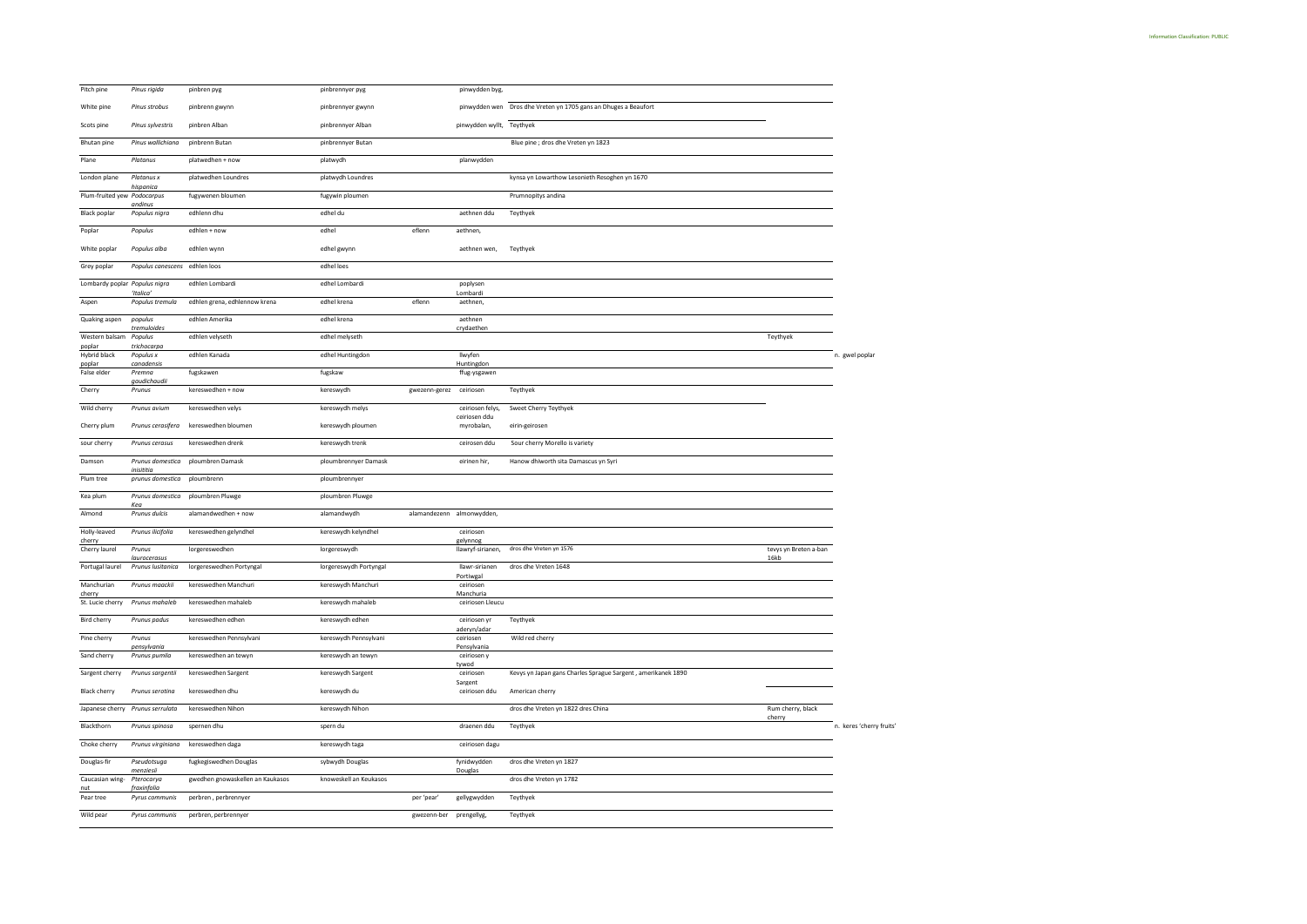| | | | | | | | | |
|---|---|---|---|---|---|---|---|---|
| Pitch pine | *Pinus rigida* | pinbren pyg | pinbrennyer pyg | | pinwydden byg, | | | |
| White pine | *Pinus strobus* | pinbrenn gwynn | pinbrennyer gwynn | | pinwydden wen | Dros dhe Vreten yn 1705 gans an Dhuges a Beaufort | | |
| Scots pine | *Pinus sylvestris* | pinbren Alban | pinbrennyer Alban | | pinwydden wyllt, | Teythyek | | |
| Bhutan pine | *Pinus wallichiana* | pinbrenn Butan | pinbrennyer Butan | | | Blue pine ; dros dhe Vreten yn 1823 | | |
| Plane | *Platanus* | platwedhen + now | platwydh | | planwydden | | | |
| London plane | *Platanus x hispanica* | platwedhen Loundres | platwydh Loundres | | | kynsa yn Lowarthow Lesonieth Resoghen yn 1670 | | |
| Plum-fruited yew | *Podocarpus andinus* | fugywenen bloumen | fugywin ploumen | | | Prumnopitys andina | | |
| Black poplar | *Populus nigra* | edhlenn dhu | edhel du | | aethnen ddu | Teythyek | | |
| Poplar | *Populus* | edhlen + now | edhel | eflenn | aethnen, | | | |
| White poplar | *Populus alba* | edhlen wynn | edhel gwynn | | aethnen wen, | Teythyek | | |
| Grey poplar | *Populus canescens* | edhlen loos | edhel loes | | | | | |
| Lombardy poplar | *Populus nigra 'Italica'* | edhlen Lombardi | edhel Lombardi | | poplysen Lombardi | | | |
| Aspen | *Populus tremula* | edhlen grena, edhlennow krena | edhel krena | eflenn | aethnen, | | | |
| Quaking aspen | *populus tremuloides* | edhlen Amerika | edhel krena | | aethnen crydaethen | | | |
| Western balsam poplar | *Populus trichocarpa* | edhlen velyseth | edhel melyseth | | | | Teythyek | |
| Hybrid black poplar | *Populus x canadensis* | edhlen Kanada | edhel Huntingdon | | llwyfen Huntingdon | | | n. gwel poplar |
| False elder | *Premna gaudichaudii* | fugskawen | fugskaw | | ffug-ysgawen | | | |
| Cherry | *Prunus* | kereswedhen + now | kereswydh | gwezenn-gerez | ceiriosen | Teythyek | | |
| Wild cherry | *Prunus avium* | kereswedhen velys | kereswydh melys | | ceiriosen felys, ceiriosen ddu | Sweet Cherry Teythyek | | |
| Cherry plum | *Prunus cerasifera* | kereswedhen bloumen | kereswydh ploumen | | myrobalan, | eirin-geirosen | | |
| sour cherry | *Prunus cerasus* | kereswedhen drenk | kereswydh trenk | | ceirosen ddu | Sour cherry Morello is variety | | |
| Damson | *Prunus domestica insititia* | ploumbren Damask | ploumbrennyer Damask | | eirinen hir, | Hanow dhiworth sita Damascus yn Syri | | |
| Plum tree | *prunus domestica* | ploumbrenn | ploumbrennyer | | | | | |
| Kea plum | *Prunus domestica Kea* | ploumbren Pluwge | ploumbren Pluwge | | | | | |
| Almond | *Prunus dulcis* | alamandwedhen + now | alamandwydh | alamandezenn | almonwydden, | | | |
| Holly-leaved cherry | *Prunus ilicifolia* | kereswedhen gelyndhel | kereswydh kelyndhel | | ceiriosen gelynnog | | | |
| Cherry laurel | *Prunus laurocerasus* | lorgereswedhen | lorgereswydh | | llawryf-sirianen, | dros dhe Vreten yn 1576 | tevys yn Breten a-ban 16kb | |
| Portugal laurel | *Prunus lusitanica* | lorgereswedhen Portyngal | lorgereswydh Portyngal | | llawr-sirianen Portiwgal | dros dhe Vreten 1648 | | |
| Manchurian cherry | *Prunus maackii* | kereswedhen Manchuri | kereswydh Manchuri | | ceiriosen Manchuria | | | |
| St. Lucie cherry | *Prunus mahaleb* | kereswedhen mahaleb | kereswydh mahaleb | | ceiriosen Lleucu | | | |
| Bird cherry | *Prunus padus* | kereswedhen edhen | kereswydh edhen | | ceiriosen yr aderyn/adar | Teythyek | | |
| Pine cherry | *Prunus pensylvania* | kereswedhen Pennsylvani | kereswydh Pennsylvani | | ceiriosen Pensylvania | Wild red cherry | | |
| Sand cherry | *Prunus pumila* | kereswedhen an tewyn | kereswydh an tewyn | | ceiriosen y tywod | | | |
| Sargent cherry | *Prunus sargentii* | kereswedhen Sargent | kereswydh Sargent | | ceiriosen Sargent | Kevys yn Japan gans Charles Sprague Sargent , amerikanek 1890 | | |
| Black cherry | *Prunus serotina* | kereswedhen dhu | kereswydh du | | ceiriosen ddu | American cherry | | |
| Japanese cherry | *Prunus serrulata* | kereswedhen Nihon | kereswydh Nihon | | | dros dhe Vreten yn 1822 dres China | Rum cherry, black cherry | |
| Blackthorn | *Prunus spinosa* | spernen dhu | spern du | | draenen ddu | Teythyek | | n. keres 'cherry fruits' |
| Choke cherry | *Prunus virginiana* | kereswedhen daga | kereswydh taga | | ceiriosen dagu | | | |
| Douglas-fir | *Pseudotsuga menziesii* | fugkegiswedhen Douglas | sybwydh Douglas | | fynidwydden Douglas | dros dhe Vreten yn 1827 | | |
| Caucasian wing-nut | *Pterocarya fraxinfolia* | gwedhen gnowaskellen an Kaukasos | knoweskell an Keukasos | | | dros dhe Vreten yn 1782 | | |
| Pear tree | *Pyrus communis* | perbren , perbrennyer | | per 'pear' | gellygwydden | Teythyek | | |
| Wild pear | *Pyrus communis* | perbren, perbrennyer | | gwezenn-ber | prengellyg, | Teythyek | | |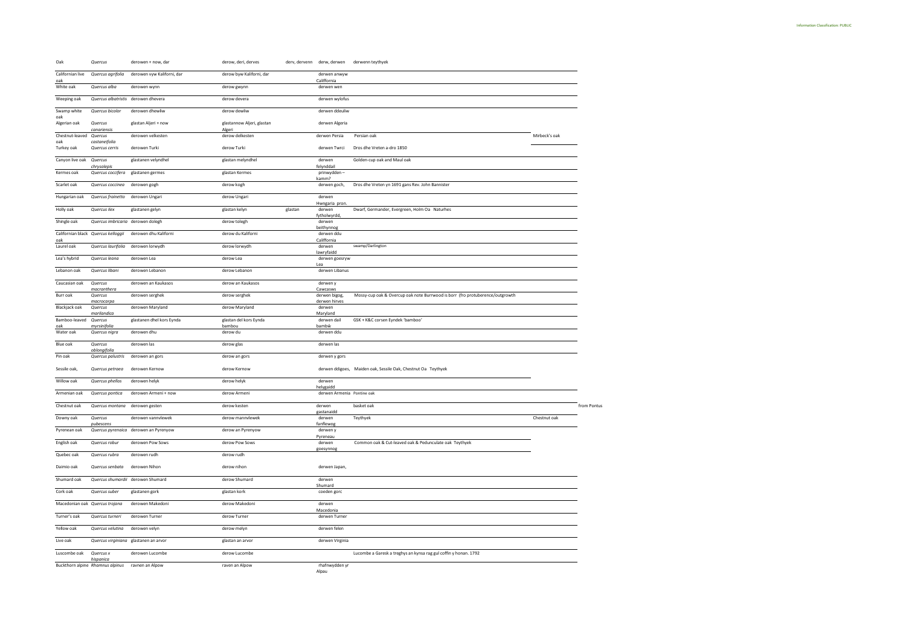| Oak | *Quercus* | derowen + now, dar | derow, deri, derves | derv, dervenn | derw, derwen | derwenn teythyek | | |
|---|---|---|---|---|---|---|---|---|
| Californian live oak | *Quercus agrifolia* | derowen vyw Kaliforni, dar | derow byw Kaliforni, dar | | derwen anwyw Califfornia | | | |
| White oak | *Quercus alba* | derowen wynn | derow gwynn | | derwen wen | | | |
| Weeping oak | *Quercus albatristis* | derowen dhevera | derow devera | | derwen wylofus | | | |
| Swamp white oak | *Quercus bicolor* | derowen dhewliw | derow dewliw | | derwen ddeuliw | | | |
| Algerian oak | *Quercus canariensis* | glastan Aljeri + now | glastannow Aljeri, glastan Algeri | | derwen Algeria | | | |
| Chestnut-leaved oak | *Quercus castaneifolia* | derowen velkesten | derow delkesten | | derwen Persia | Persian oak | Mirbeck's oak | |
| Turkey oak | *Quercus cerris* | derowen Turki | derow Turki | | derwen Twrci | Dros dhe Vreten a-dro 1850 | | |
| Canyon live oak | *Quercus chrysolepis* | glastanen velyndhel | glastan melyndhel | | derwen felynddail | Golden-cup oak and Maul oak | | |
| Kermes oak | *Quercus coccifera* | glastanen germes | glastan Kermes | | prinwydden – kamm? | | | |
| Scarlet oak | *Quercus coccinea* | derowen gogh | derow kogh | | derwen goch, | Dros dhe Vreten yn 1691 gans Rev. John Bannister | | |
| Hungarian oak | *Quercus frainetto* | derowen Ungari | derow Ungari | | derwen Hwngaria pron. | | | |
| Holly oak | *Quercus ilex* | glastanen gelyn | glastan kelyn | glastan | derwen fytholwyrdd, | Dwarf, Germander, Evergreen, Holm Oa Naturhes | | |
| Shingle oak | *Quercus imbricaria* | derowen dolegh | derow tolegh | | derwen beithynnog | | | |
| Californian black oak | *Quercus kelloggii* | derowen dhu Kaliforni | derow du Kaliforni | | derwen ddu Califfornia | | | |
| Laurel oak | *Quercus laurifolia* | derowen lorwydh | derow lorwydh | | derwen lawryfaidd | swamp/Darlington | | |
| Lea's hybrid | *Quercus leana* | derowen Lea | derow Lea | | derwen goesryw Lea | | | |
| Lebanon oak | *Quercus libani* | derowen Lebanon | derow Lebanon | | derwen Libanus | | | |
| Caucasian oak | *Quercus macranthera* | derowen an Kaukasos | derow an Kaukasos | | derwen y Cawcasws | | | |
| Burr oak | *Quercus macrocarpa* | derowen serghek | derow serghek | | derwen bigog, derwen hirves | Mossy-cup oak & Overcup oak note Burrwood is borr (fro protuberence/outgrowth | | |
| Blackjack oak | *Quercus marilandica* | derowen Maryland | derow Maryland | | derwen Maryland | | | |
| Bamboo-leaved oak | *Quercus myrsinifolia* | glastanen dhel kors Eynda | glastan del kors Eynda bambou | | derwen dail bambŵ | GSK + K&C corsen Eyndek 'bamboo' | | |
| Water oak | *Quercus nigra* | derowen dhu | derow du | | derwen ddu | | | |
| Blue oak | *Quercus oblongifolia* | derowen las | derow glas | | derwen las | | | |
| Pin oak | *Quercus palustris* | derowen an gors | derow an gors | | derwen y gors | | | |
| Sessile oak, | *Quercus petraea* | derowen Kernow | derow Kernow | | derwen ddigoes, | Maiden oak, Sessile Oak, Chestnut Oa Teythyek | | |
| Willow oak | *Quercus phellos* | derowen helyk | derow helyk | | derwen helygaidd | | | |
| Armenian oak | *Quercus pontica* | derowen Armeni + now | derow Armeni | | derwen Armenia | Pontine oak | | |
| Chestnut oak | *Quercus montana* | derowen gesten | derow kesten | | derwen gastanaidd | basket oak | | from Pontus |
| Downy oak | *Quercus pubescens* | derowen vannvlewek | derow mannvlewek | | derwen fanflewog | Teythyek | Chestnut oak | |
| Pyrenean oak | *Quercus pyrenaica* | derowen an Pyrenyow | derow an Pyrenyow | | derwen y Pyreneau | | | |
| English oak | *Quercus robur* | derowen Pow Sows | derow Pow Sows | | derwen goesynnog | Common oak & Cut-leaved oak & Pedunculate oak Teythyek | | |
| Quebec oak | *Quercus rubra* | derowen rudh | derow rudh | | | | | |
| Daimio oak | *Quercus senbata* | derowen Nihon | derow nihon | | derwen Japan, | | | |
| Shumard oak | *Quercus shumardii* | derowen Shumard | derow Shumard | | derwen Shumard | | | |
| Cork oak | *Quercus suber* | glastanen gork | glastan kork | | coeden gorc | | | |
| Macedonian oak | *Quercus trojana* | derowen Makedoni | derow Makedoni | | derwen Macedonia | | | |
| Turner's oak | *Quercus turneri* | derowen Turner | derow Turner | | derwen Turner | | | |
| Yellow oak | *Quercus velutina* | derowen velyn | derow melyn | | derwen felen | | | |
| Live oak | *Quercus virginiana* | glastanen an arvor | glastan an arvor | | derwen Virginia | | | |
| Luscombe oak | *Quercus x hispanica* | derowen Lucombe | derow Lucombe | | | Lucombe a Garesk a treghys an kynsa rag gul coffin y honan. 1792 | | |
| Buckthorn alpine | *Rhamnus alpinus* | ravnen an Alpow | raven an Alpow | | rhafnwydden yr Alpau | | | |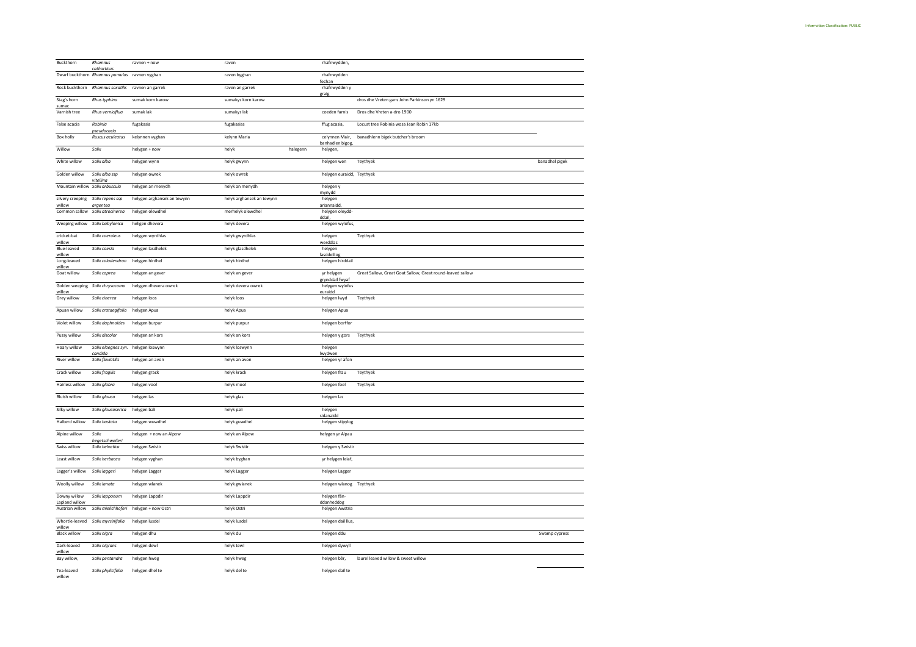| | | | | | | | |
|---|---|---|---|---|---|---|---|
| Buckthorn | *Rhamnus catharticus* | ravnen + now | raven | | rhafnwydden, | | |
| Dwarf buckthorn | *Rhamnus pumulus* | ravnen vyghan | raven byghan | | rhafnwydden fechan | | |
| Rock buckthorn | *Rhamnus saxatilis* | ravnen an garrek | raven an garrek | | rhafnwydden y graig | | |
| Stag's horn sumac | *Rhus typhina* | sumak korn karow | sumakys korn karow | | | dros dhe Vreten gans John Parkinson yn 1629 | |
| Varnish tree | *Rhus verniciflua* | sumak lak | sumakys lak | | coeden farnis | Dros dhe Vreten a-dro 1900 | |
| False acacia | *Robinia pseudocacia* | fugakasia | fugakasias | | ffug acasia, | Locust tree Robinia wosa Jean Robin 17kb | |
| Box holly | *Ruscus aculeatus* | kelynnen vyghan | kelynn Maria | | celynnen Mair, banhadlen bigog, | banadhlenn bigek butcher's broom | |
| Willow | *Salix* | helygen + now | helyk | halegenn | helygen, | | |
| White willow | *Salix alba* | helygen wynn | helyk gwynn | | helygen wen | Teythyek | banadhel pigek |
| Golden willow | *Salix alba ssp vitellina* | helygen owrek | helyk owrek | | helygen euraidd, | Teythyek | |
| Mountain willow | *Salix arbuscula* | helygen an menydh | helyk an menydh | | helygen y mynydd | | |
| silvery creeping willow | *Salix repens ssp argentea* | helygen arghansek an tewynn | helyk arghansek an tewynn | | helygen ariannaidd, | | |
| Common sallow | *Salix atrocinerea* | helygen olewdhel | merhelyk olewdhel | | helygen oleydd-ddail, | | |
| Weeping willow | *Salix babylonica* | heligen dhevera | helyk devera | | helygen wylofus, | | |
| cricket-bat willow | *Salix caeruleus* | helygen wyrdhlas | helyk gwyrdhlas | | helygen werddlas | Teythyek | |
| Blue-leaved willow | *Salix caesia* | helygen lasdhelek | helyk glasdhelek | | helygen lasddeiliog | | |
| Long-leaved willow | *Salix calodendron* | helygen hirdhel | helyk hirdhel | | helygen hirddail | | |
| Goat willow | *Salix caprea* | helygen an gever | helyk an gever | | yr helygen grynddail fwyaf | Great Sallow, Great Goat Sallow, Great round-leaved sallow | |
| Golden weeping willow | *Salix chrysocoma* | helygen dhevera owrek | helyk devera owrek | | helygen wylofus euraidd | | |
| Grey willow | *Salix cinerea* | helygen loos | helyk loos | | helygen lwyd | Teythyek | |
| Apuan willow | *Salix crataegifolia* | helygen Apua | helyk Apua | | helygen Apua | | |
| Violet willow | *Salix daphnoides* | helygen burpur | helyk purpur | | helygen borffor | | |
| Pussy willow | *Salix discolor* | helygen an kors | helyk an kors | | helygen y gors | Teythyek | |
| Hoary willow | *Salix elaegnes syn. candida* | helygen loswynn | helyk loswynn | | helygen lwydwen | | |
| River willow | *Salix fluviatilis* | helygen an avon | helyk an avon | | helygen yr afon | | |
| Crack willow | *Salix fragilis* | helygen grack | helyk krack | | helygen frau | Teythyek | |
| Hairless willow | *Salix glabra* | helygen vool | helyk mool | | helygen foel | Teythyek | |
| Bluish willow | *Salix glauca* | helygen las | helyk glas | | helygen las | | |
| Silky willow | *Salix glaucoserica* | helygen bali | helyk pali | | helygen sidanaidd | | |
| Halberd willow | *Salix hastata* | helygen wuwdhel | helyk guwdhel | | helygen stipylog | | |
| Alpine willow | *Salix hegetschweileri* | helygen + now an Alpow | helyk an Alpow | | helygen yr Alpau | | |
| Swiss willow | *Salix helvetica* | helygen Swistir | helyk Swistir | | helygen y Swistir | | |
| Least willow | *Salix herbacea* | helygen vyghan | helyk byghan | | yr helygen leiaf, | | |
| Lagger's willow | *Salix laggeri* | helygen Lagger | helyk Lagger | | helygen Lagger | | |
| Woolly willow | *Salix lanata* | helygen wlanek | helyk gwlanek | | helygen wlanog | Teythyek | |
| Downy willow Lapland willow | *Salix lapponum* | helygen Lappdir | helyk Lappdir | | helygen fân-ddanheddog | | |
| Austrian willow | *Salix mielichhoferi* | helygen + now Ostri | helyk Ostri | | helygen Awstria | | |
| Whortle-leaved willow | *Salix myrsinifolia* | helygen lusdel | helyk lusdel | | helygen dail llus, | | |
| Black willow | *Salix nigra* | helygen dhu | helyk du | | helygen ddu | | Swamp cypress |
| Dark-leaved willow | *Salix nigrans* | helygen dewl | helyk tewl | | helygen dywyll | | |
| Bay willow, | *Salix pentandra* | helygen hweg | helyk hweg | | helygen bêr, | laurel leaved willow & sweet willow | |
| Tea-leaved willow | *Salix phylicifolia* | helygen dhel te | helyk del te | | helygen dail te | | |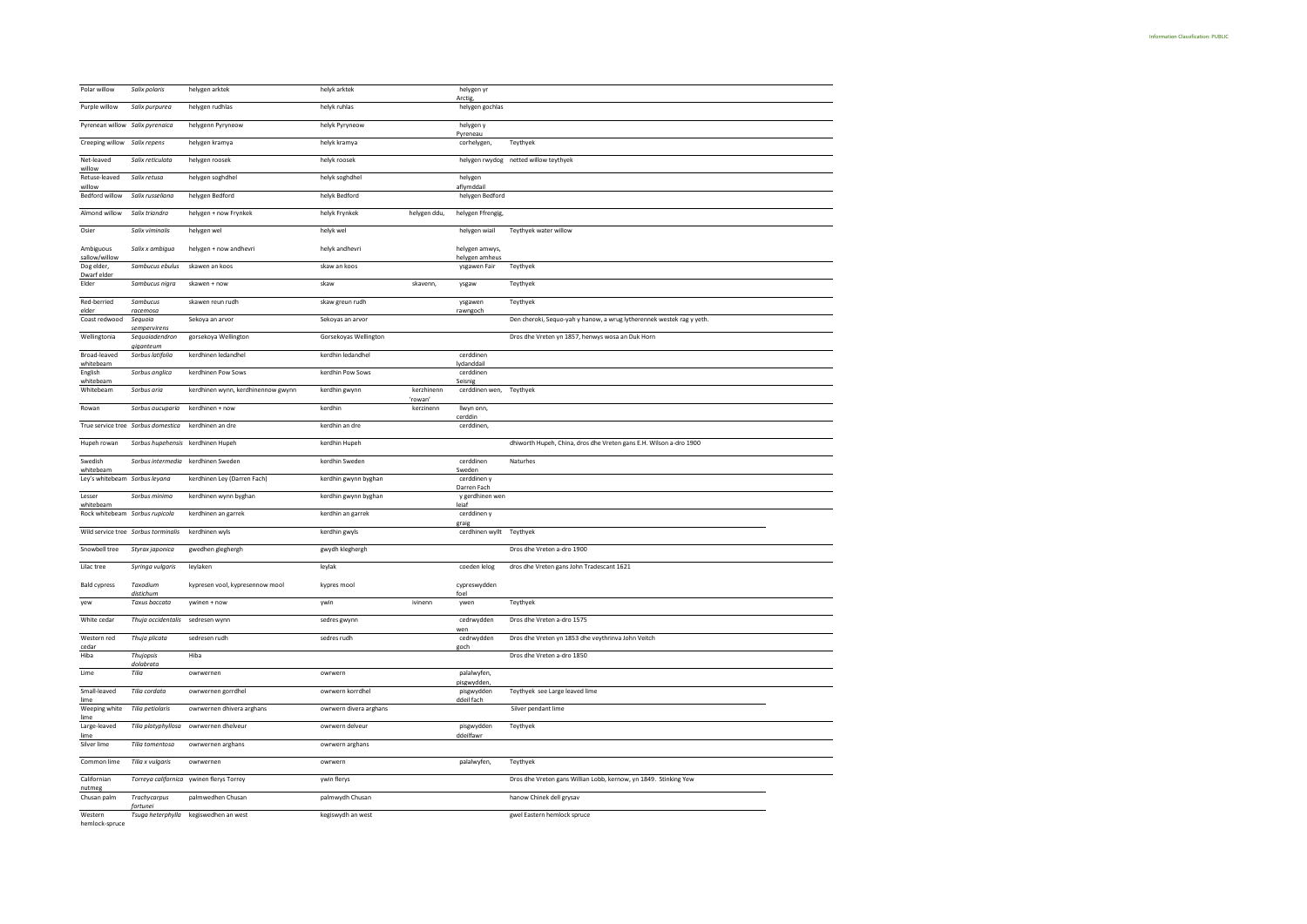| Polar willow | *Salix polaris* | helygen arktek | helyk arktek | | helygen yr Arctig, | |
|---|---|---|---|---|---|---|
| Purple willow | *Salix purpurea* | helygen rudhlas | helyk ruhlas | | helygen gochlas | |
| Pyrenean willow | *Salix pyrenaica* | helygenn Pyryneow | helyk Pyryneow | | helygen y Pyreneau | |
| Creeping willow | *Salix repens* | helygen kramya | helyk kramya | | corhelygen, | Teythyek |
| Net-leaved willow | *Salix reticulata* | helygen roosek | helyk roosek | | helygen rwydog | netted willow teythyek |
| Retuse-leaved willow | *Salix retusa* | helygen soghdhel | helyk soghdhel | | helygen aflymddail | |
| Bedford willow | *Salix russeliana* | helygen Bedford | helyk Bedford | | helygen Bedford | |
| Almond willow | *Salix triandra* | helygen + now Frynkek | helyk Frynkek | helygen ddu, | helygen Ffrengig, | |
| Osier | *Salix viminalis* | helygen wel | helyk wel | | helygen wiail | Teythyek water willow |
| Ambiguous sallow/willow | *Salix x ambigua* | helygen + now andhevri | helyk andhevri | | helygen amwys, helygen amheus | |
| Dog elder, Dwarf elder | *Sambucus ebulus* | skawen an koos | skaw an koos | | ysgawen Fair | Teythyek |
| Elder | *Sambucus nigra* | skawen + now | skaw | skavenn, | ysgaw | Teythyek |
| Red-berried elder | *Sambucus racemosa* | skawen reun rudh | skaw greun rudh | | ysgawen rawngoch | Teythyek |
| Coast redwood | *Sequoia sempervirens* | Sekoya an arvor | Sekoyas an arvor | | | Den cheroki, Sequo-yah y hanow, a wrug lytherennek westek rag y yeth. |
| Wellingtonia | *Sequoiadendron giganteum* | gorsekoya Wellington | Gorsekoyas Wellington | | | Dros dhe Vreten yn 1857, henwys wosa an Duk Horn |
| Broad-leaved whitebeam | *Sorbus latifolia* | kerdhinen ledandhel | kerdhin ledandhel | | cerddinen lydanddail | |
| English whitebeam | *Sorbus anglica* | kerdhinen Pow Sows | kerdhin Pow Sows | | cerddinen Seisnig | |
| Whitebeam | *Sorbus aria* | kerdhinen wynn, kerdhinennow gwynn | kerdhin gwynn | kerzhinenn 'rowan' | cerddinen wen, | Teythyek |
| Rowan | *Sorbus aucuparia* | kerdhinen + now | kerdhin | kerzinenn | llwyn onn, cerddin | |
| True service tree | *Sorbus domestica* | kerdhinen an dre | kerdhin an dre | | cerddinen, | |
| Hupeh rowan | *Sorbus hupehensis* | kerdhinen Hupeh | kerdhin Hupeh | | | dhiworth Hupeh, China, dros dhe Vreten gans E.H. Wilson a-dro 1900 |
| Swedish whitebeam | *Sorbus intermedia* | kerdhinen Sweden | kerdhin Sweden | | cerddinen Sweden | Naturhes |
| Ley's whitebeam | *Sorbus leyana* | kerdhinen Ley (Darren Fach) | kerdhin gwynn byghan | | cerddinen y Darren Fach | |
| Lesser whitebeam | *Sorbus minima* | kerdhinen wynn byghan | kerdhin gwynn byghan | | y gerdhinen wen leiaf | |
| Rock whitebeam | *Sorbus rupicola* | kerdhinen an garrek | kerdhin an garrek | | cerddinen y graig | |
| Wild service tree | *Sorbus torminalis* | kerdhinen wyls | kerdhin gwyls | | cerdhinen wyllt | Teythyek |
| Snowbell tree | *Styrax japonica* | gwedhen gleghergh | gwydh kleghergh | | | Dros dhe Vreten a-dro 1900 |
| Lilac tree | *Syringa vulgaris* | leylaken | leylak | | coeden lelog | dros dhe Vreten gans John Tradescant 1621 |
| Bald cypress | *Taxodium distichum* | kypresen vool, kypresennow mool | kypres mool | | cypreswydden foel | |
| yew | *Taxus baccata* | ywinen + now | ywin | ivinenn | ywen | Teythyek |
| White cedar | *Thuja occidentalis* | sedresen wynn | sedres gwynn | | cedrwydden wen | Dros dhe Vreten a-dro 1575 |
| Western red cedar | *Thuja plicata* | sedresen rudh | sedres rudh | | cedrwydden goch | Dros dhe Vreten yn 1853 dhe veythrinva John Veitch |
| Hiba | *Thujopsis dolabrata* | Hiba | | | | Dros dhe Vreten a-dro 1850 |
| Lime | *Tilia* | owrwernen | owrwern | | palalwyfen, pisgwydden, | |
| Small-leaved lime | *Tilia cordata* | owrwernen gorrdhel | owrwern korrdhel | | pisgwydden ddeil fach | Teythyek see Large leaved lime |
| Weeping white lime | *Tilia petiolaris* | owrwernen dhivera arghans | owrwern divera arghans | | | Silver pendant lime |
| Large-leaved lime | *Tilia platyphyllosa* | owrwernen dhelveur | owrwern delveur | | pisgwydden ddeilfawr | Teythyek |
| Silver lime | *Tilia tomentosa* | owrwernen arghans | owrwern arghans | | | |
| Common lime | *Tilia x vulgaris* | owrwernen | owrwern | | palalwyfen, | Teythyek |
| Californian nutmeg | *Torreya californica* | ywinen flerys Torrey | ywin flerys | | | Dros dhe Vreten gans Willian Lobb, kernow, yn 1849. Stinking Yew |
| Chusan palm | *Trachycarpus fortunei* | palmwedhen Chusan | palmwydh Chusan | | | hanow Chinek dell grysav |
| Western hemlock-spruce | *Tsuga heterphylla* | kegiswedhen an west | kegiswydh an west | | | gwel Eastern hemlock spruce |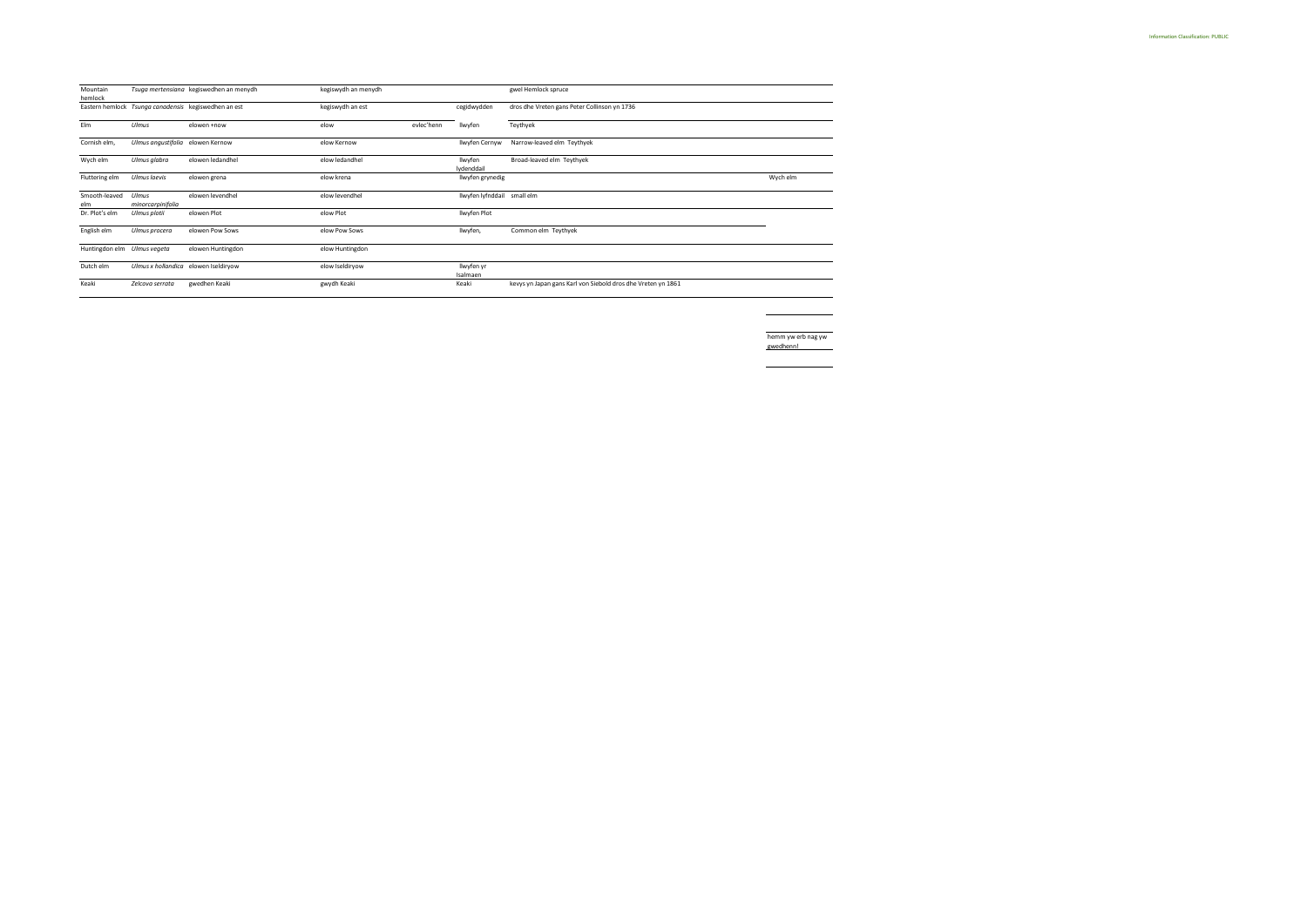| | | | | | | | |
|---|---|---|---|---|---|---|---|
| Mountain hemlock | *Tsuga mertensiana* | kegiswedhen an menydh | kegiswydh an menydh | | | gwel Hemlock spruce | |
| Eastern hemlock | *Tsunga canadensis* | kegiswedhen an est | kegiswydh an est | | cegidwydden | dros dhe Vreten gans Peter Collinson yn 1736 | |
| Elm | *Ulmus* | elowen +now | elow | evlec'henn | llwyfen | Teythyek | |
| Cornish elm, | *Ulmus angustifolia* | elowen Kernow | elow Kernow | | llwyfen Cernyw | Narrow-leaved elm Teythyek | |
| Wych elm | *Ulmus glabra* | elowen ledandhel | elow ledandhel | | llwyfen lydenddail | Broad-leaved elm Teythyek | |
| Fluttering elm | *Ulmus laevis* | elowen grena | elow krena | | llwyfen grynedig | | Wych elm |
| Smooth-leaved elm | *Ulmus minorcarpinifolia* | elowen levendhel | elow levendhel | | llwyfen lyfnddail | small elm | |
| Dr. Plot's elm | *Ulmus plotii* | elowen Plot | elow Plot | | llwyfen Plot | | |
| English elm | *Ulmus procera* | elowen Pow Sows | elow Pow Sows | | llwyfen, | Common elm Teythyek | |
| Huntingdon elm | *Ulmus vegeta* | elowen Huntingdon | elow Huntingdon | | | | |
| Dutch elm | *Ulmus x hollandica* | elowen Iseldiryow | elow Iseldiryow | | llwyfen yr Isalmaen | | |
| Keaki | *Zelcova serrata* | gwedhen Keaki | gwydh Keaki | | Keaki | kevys yn Japan gans Karl von Siebold dros dhe Vreten yn 1861 | |

hemm yw erb nag yw gwedhenn!